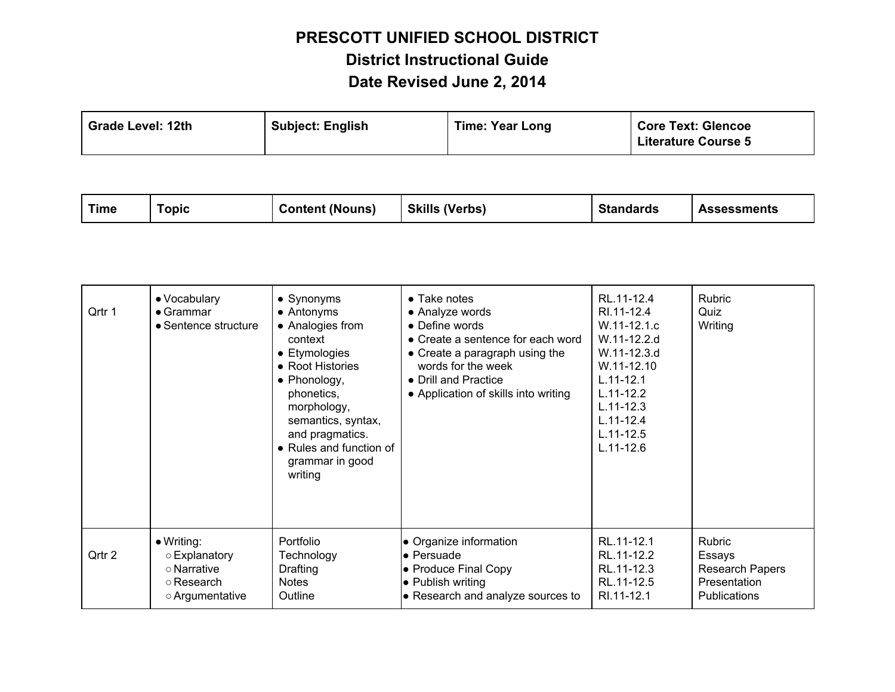# PRESCOTT UNIFIED SCHOOL DISTRICT
## District Instructional Guide
## Date Revised June 2, 2014

| Grade Level: 12th | Subject: English | Time: Year Long | Core Text: Glencoe Literature Course 5 |
|---|---|---|---|

| Time | Topic | Content (Nouns) | Skills (Verbs) | Standards | Assessments |
|---|---|---|---|---|---|
| Qrtr 1 | • Vocabulary<br>• Grammar<br>• Sentence structure | • Synonyms<br>• Antonyms<br>• Analogies from context<br>• Etymologies<br>• Root Histories<br>• Phonology, phonetics, morphology, semantics, syntax, and pragmatics.<br>• Rules and function of grammar in good writing | • Take notes<br>• Analyze words<br>• Define words<br>• Create a sentence for each word<br>• Create a paragraph using the words for the week<br>• Drill and Practice<br>• Application of skills into writing | RL.11-12.4<br>RI.11-12.4<br>W.11-12.1.c<br>W.11-12.2.d<br>W.11-12.3.d<br>W.11-12.10<br>L.11-12.1<br>L.11-12.2<br>L.11-12.3<br>L.11-12.4<br>L.11-12.5<br>L.11-12.6 | Rubric<br>Quiz<br>Writing |
| Qrtr 2 | • Writing:<br>○ Explanatory<br>○ Narrative<br>○ Research<br>○ Argumentative | Portfolio<br>Technology<br>Drafting<br>Notes<br>Outline | • Organize information<br>• Persuade<br>• Produce Final Copy<br>• Publish writing<br>• Research and analyze sources to | RL.11-12.1<br>RL.11-12.2<br>RL.11-12.3<br>RL.11-12.5<br>RI.11-12.1 | Rubric<br>Essays<br>Research Papers<br>Presentation<br>Publications |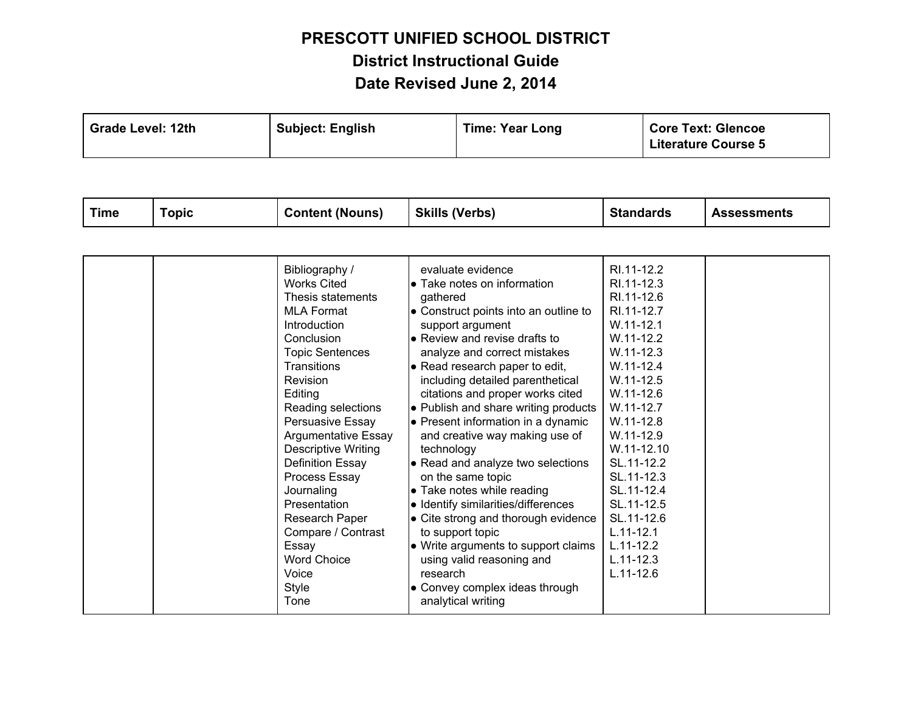# PRESCOTT UNIFIED SCHOOL DISTRICT

## District Instructional Guide

## Date Revised June 2, 2014

| Grade Level: 12th | Subject: English | Time: Year Long | Core Text: Glencoe Literature Course 5 |
|---|---|---|---|

| Time | Topic | Content (Nouns) | Skills (Verbs) | Standards | Assessments |
|---|---|---|---|---|---|
| | | Bibliography / Works Cited<br>Thesis statements<br>MLA Format<br>Introduction<br>Conclusion<br>Topic Sentences<br>Transitions<br>Revision<br>Editing<br>Reading selections<br>Persuasive Essay<br>Argumentative Essay<br>Descriptive Writing<br>Definition Essay<br>Process Essay<br>Journaling<br>Presentation<br>Research Paper<br>Compare / Contrast Essay<br>Word Choice<br>Voice<br>Style<br>Tone | evaluate evidence<br>● Take notes on information gathered<br>● Construct points into an outline to support argument<br>● Review and revise drafts to analyze and correct mistakes<br>● Read research paper to edit, including detailed parenthetical citations and proper works cited<br>● Publish and share writing products<br>● Present information in a dynamic and creative way making use of technology<br>● Read and analyze two selections on the same topic<br>● Take notes while reading<br>● Identify similarities/differences<br>● Cite strong and thorough evidence to support topic<br>● Write arguments to support claims using valid reasoning and research<br>● Convey complex ideas through analytical writing | RI.11-12.2<br>RI.11-12.3<br>RI.11-12.6<br>RI.11-12.7<br>W.11-12.1<br>W.11-12.2<br>W.11-12.3<br>W.11-12.4<br>W.11-12.5<br>W.11-12.6<br>W.11-12.7<br>W.11-12.8<br>W.11-12.9<br>W.11-12.10<br>SL.11-12.2<br>SL.11-12.3<br>SL.11-12.4<br>SL.11-12.5<br>SL.11-12.6<br>L.11-12.1<br>L.11-12.2<br>L.11-12.3<br>L.11-12.6 | |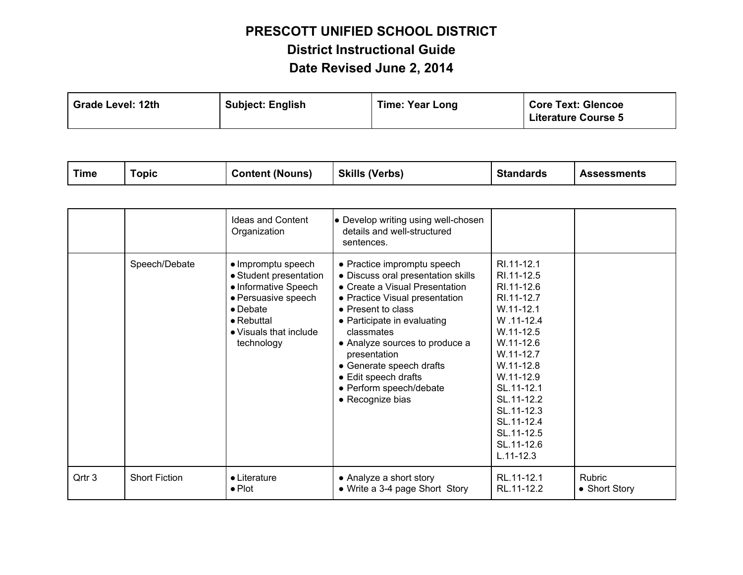# PRESCOTT UNIFIED SCHOOL DISTRICT
## District Instructional Guide
## Date Revised June 2, 2014

| Grade Level: 12th | Subject: English | Time: Year Long | Core Text: Glencoe Literature Course 5 |
|---|---|---|---|

| Time | Topic | Content (Nouns) | Skills (Verbs) | Standards | Assessments |
|---|---|---|---|---|---|
| | | Ideas and Content Organization | ● Develop writing using well-chosen details and well-structured sentences. | | |
| | Speech/Debate | ● Impromptu speech<br>● Student presentation<br>● Informative Speech<br>● Persuasive speech<br>● Debate<br>● Rebuttal<br>● Visuals that include technology | ● Practice impromptu speech<br>● Discuss oral presentation skills<br>● Create a Visual Presentation<br>● Practice Visual presentation<br>● Present to class<br>● Participate in evaluating classmates<br>● Analyze sources to produce a presentation<br>● Generate speech drafts<br>● Edit speech drafts<br>● Perform speech/debate<br>● Recognize bias | RI.11-12.1<br>RI.11-12.5<br>RI.11-12.6<br>RI.11-12.7<br>W.11-12.1<br>W .11-12.4<br>W.11-12.5<br>W.11-12.6<br>W.11-12.7<br>W.11-12.8<br>W.11-12.9<br>SL.11-12.1<br>SL.11-12.2<br>SL.11-12.3<br>SL.11-12.4<br>SL.11-12.5<br>SL.11-12.6<br>L.11-12.3 | |
| Qrtr 3 | Short Fiction | ● Literature<br>● Plot | ● Analyze a short story<br>● Write a 3-4 page Short Story | RL.11-12.1<br>RL.11-12.2 | Rubric<br>● Short Story |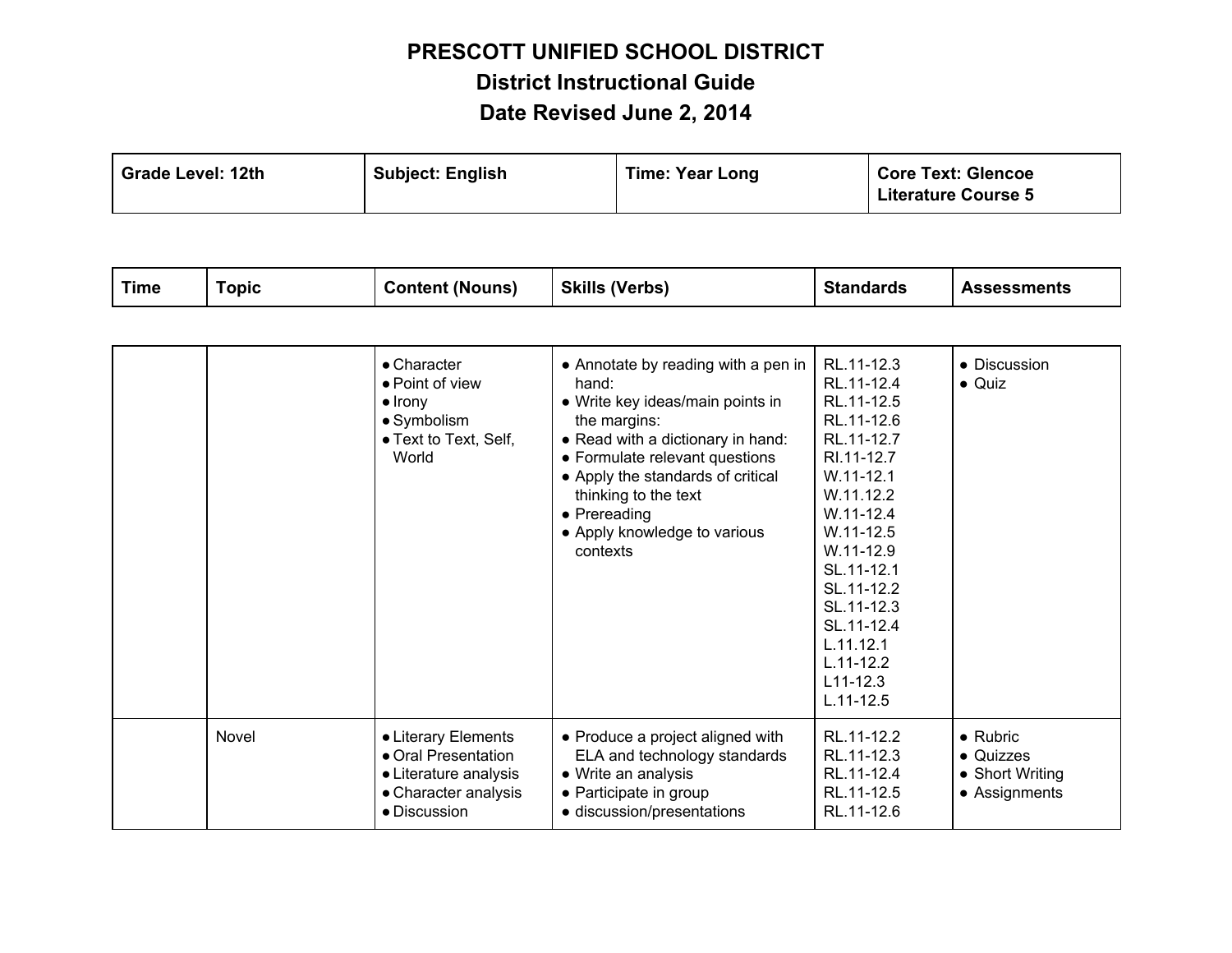# PRESCOTT UNIFIED SCHOOL DISTRICT
## District Instructional Guide
## Date Revised June 2, 2014

| Grade Level: 12th | Subject: English | Time: Year Long | Core Text: Glencoe Literature Course 5 |
|---|---|---|---|

| Time | Topic | Content (Nouns) | Skills (Verbs) | Standards | Assessments |
|---|---|---|---|---|---|
| | | • Character<br>• Point of view<br>• Irony<br>• Symbolism<br>• Text to Text, Self, World | • Annotate by reading with a pen in hand:<br>• Write key ideas/main points in the margins:<br>• Read with a dictionary in hand:<br>• Formulate relevant questions<br>• Apply the standards of critical thinking to the text<br>• Prereading<br>• Apply knowledge to various contexts | RL.11-12.3<br>RL.11-12.4<br>RL.11-12.5<br>RL.11-12.6<br>RL.11-12.7<br>RI.11-12.7<br>W.11-12.1<br>W.11.12.2<br>W.11-12.4<br>W.11-12.5<br>W.11-12.9<br>SL.11-12.1<br>SL.11-12.2<br>SL.11-12.3<br>SL.11-12.4<br>L.11.12.1<br>L.11-12.2<br>L11-12.3<br>L.11-12.5 | • Discussion<br>• Quiz |
| | Novel | • Literary Elements<br>• Oral Presentation<br>• Literature analysis<br>• Character analysis<br>• Discussion | • Produce a project aligned with ELA and technology standards<br>• Write an analysis<br>• Participate in group<br>• discussion/presentations | RL.11-12.2<br>RL.11-12.3<br>RL.11-12.4<br>RL.11-12.5<br>RL.11-12.6 | • Rubric<br>• Quizzes<br>• Short Writing<br>• Assignments |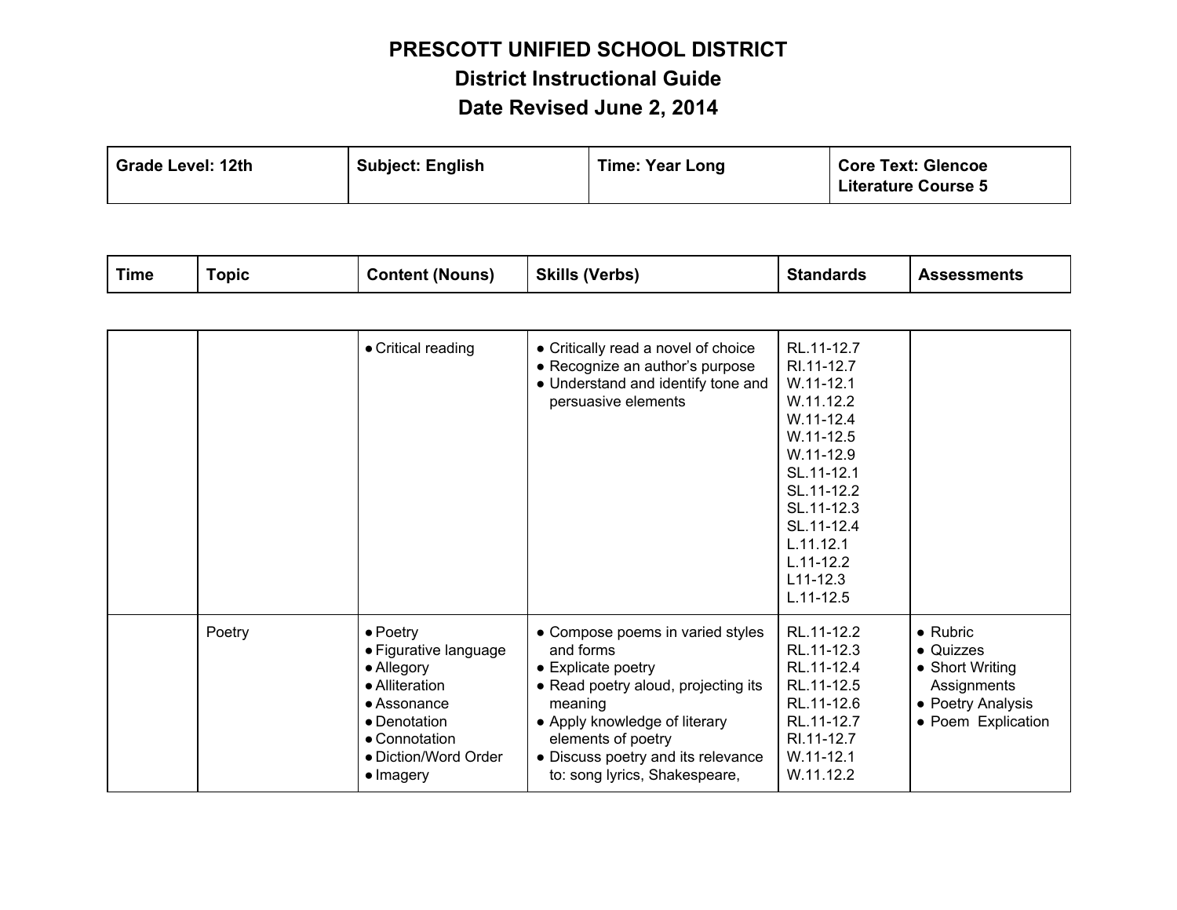# PRESCOTT UNIFIED SCHOOL DISTRICT

## District Instructional Guide

## Date Revised June 2, 2014

| Grade Level: 12th | Subject: English | Time: Year Long | Core Text: Glencoe Literature Course 5 |
|---|---|---|---|

| Time | Topic | Content (Nouns) | Skills (Verbs) | Standards | Assessments |
|---|---|---|---|---|---|
| | | • Critical reading | • Critically read a novel of choice<br>• Recognize an author's purpose<br>• Understand and identify tone and persuasive elements | RL.11-12.7<br>RI.11-12.7<br>W.11-12.1<br>W.11.12.2<br>W.11-12.4<br>W.11-12.5<br>W.11-12.9<br>SL.11-12.1<br>SL.11-12.2<br>SL.11-12.3<br>SL.11-12.4<br>L.11.12.1<br>L.11-12.2<br>L11-12.3<br>L.11-12.5 | |
| | Poetry | • Poetry<br>• Figurative language<br>• Allegory<br>• Alliteration<br>• Assonance<br>• Denotation<br>• Connotation<br>• Diction/Word Order<br>• Imagery | • Compose poems in varied styles and forms<br>• Explicate poetry<br>• Read poetry aloud, projecting its meaning<br>• Apply knowledge of literary elements of poetry<br>• Discuss poetry and its relevance to: song lyrics, Shakespeare, | RL.11-12.2<br>RL.11-12.3<br>RL.11-12.4<br>RL.11-12.5<br>RL.11-12.6<br>RL.11-12.7<br>RI.11-12.7<br>W.11-12.1<br>W.11.12.2 | • Rubric<br>• Quizzes<br>• Short Writing Assignments<br>• Poetry Analysis<br>• Poem Explication |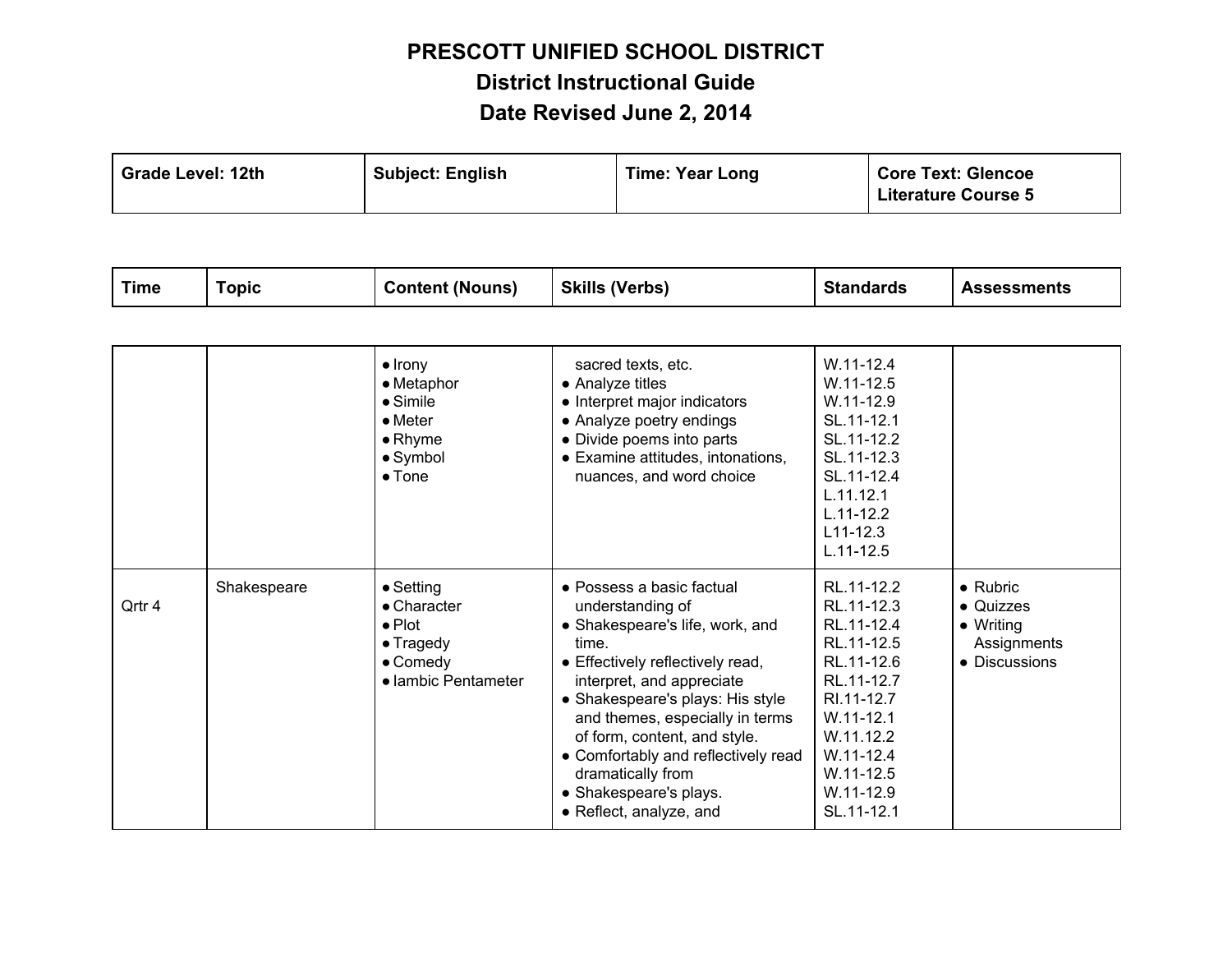# PRESCOTT UNIFIED SCHOOL DISTRICT
## District Instructional Guide
## Date Revised June 2, 2014

| Grade Level: 12th | Subject: English | Time: Year Long | Core Text: Glencoe Literature Course 5 |
|---|---|---|---|

| Time | Topic | Content (Nouns) | Skills (Verbs) | Standards | Assessments |
|---|---|---|---|---|---|
| | | ● Irony<br>● Metaphor<br>● Simile<br>● Meter<br>● Rhyme<br>● Symbol<br>● Tone | sacred texts, etc.<br>● Analyze titles<br>● Interpret major indicators<br>● Analyze poetry endings<br>● Divide poems into parts<br>● Examine attitudes, intonations, nuances, and word choice | W.11-12.4<br>W.11-12.5<br>W.11-12.9<br>SL.11-12.1<br>SL.11-12.2<br>SL.11-12.3<br>SL.11-12.4<br>L.11.12.1<br>L.11-12.2<br>L11-12.3<br>L.11-12.5 | |
| Qrtr 4 | Shakespeare | ● Setting<br>● Character<br>● Plot<br>● Tragedy<br>● Comedy<br>● Iambic Pentameter | ● Possess a basic factual understanding of<br>● Shakespeare's life, work, and time.<br>● Effectively reflectively read, interpret, and appreciate<br>● Shakespeare's plays: His style and themes, especially in terms of form, content, and style.<br>● Comfortably and reflectively read dramatically from<br>● Shakespeare's plays.<br>● Reflect, analyze, and | RL.11-12.2<br>RL.11-12.3<br>RL.11-12.4<br>RL.11-12.5<br>RL.11-12.6<br>RL.11-12.7<br>RI.11-12.7<br>W.11-12.1<br>W.11.12.2<br>W.11-12.4<br>W.11-12.5<br>W.11-12.9<br>SL.11-12.1 | ● Rubric<br>● Quizzes<br>● Writing Assignments<br>● Discussions |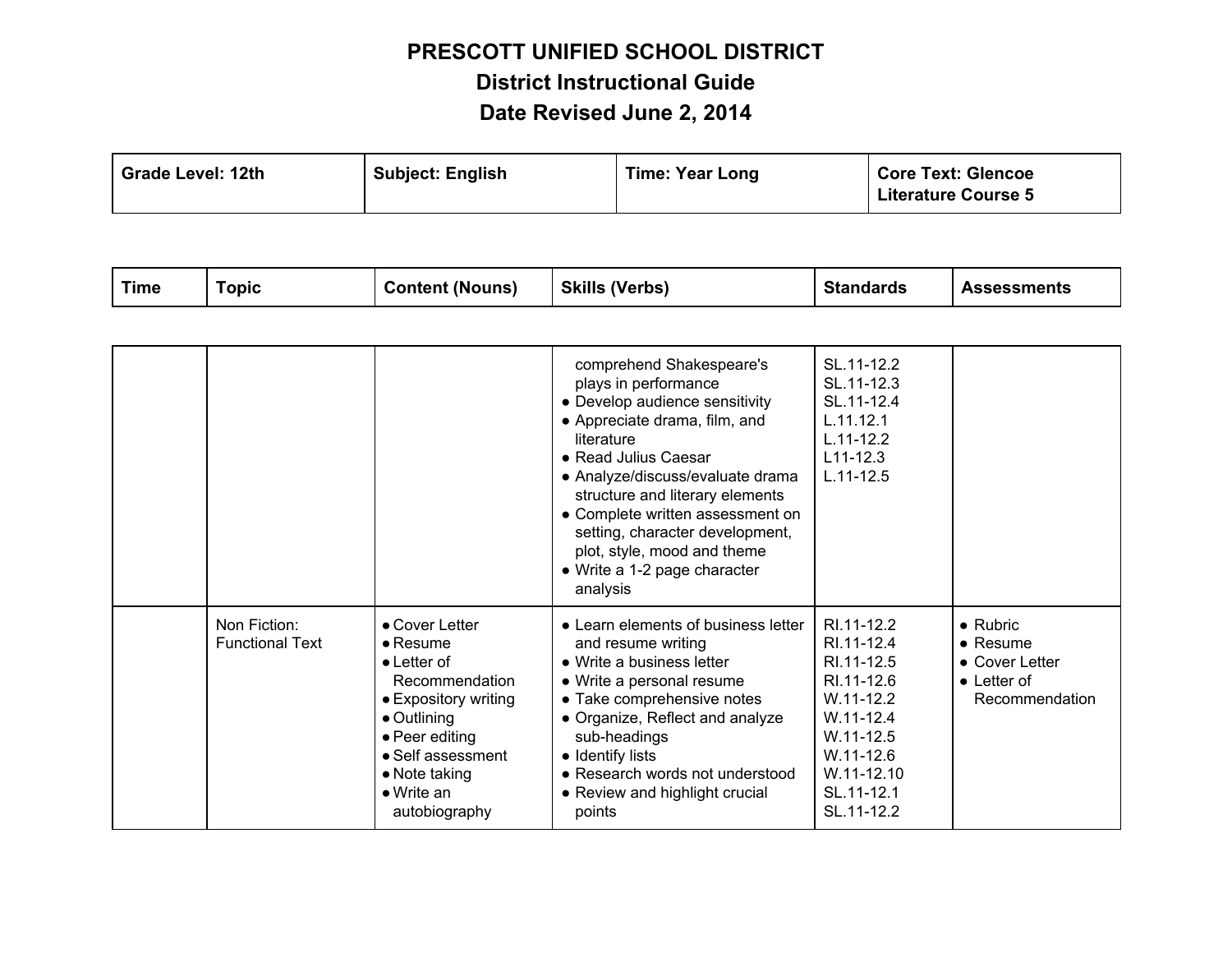# PRESCOTT UNIFIED SCHOOL DISTRICT

## District Instructional Guide

## Date Revised June 2, 2014

| Grade Level: 12th | Subject: English | Time: Year Long | Core Text: Glencoe Literature Course 5 |
|---|---|---|---|

| Time | Topic | Content (Nouns) | Skills (Verbs) | Standards | Assessments |
|---|---|---|---|---|---|
| | | | comprehend Shakespeare's plays in performance<br>● Develop audience sensitivity<br>● Appreciate drama, film, and literature<br>● Read Julius Caesar<br>● Analyze/discuss/evaluate drama structure and literary elements<br>● Complete written assessment on setting, character development, plot, style, mood and theme<br>● Write a 1-2 page character analysis | SL.11-12.2<br>SL.11-12.3<br>SL.11-12.4<br>L.11.12.1<br>L.11-12.2<br>L11-12.3<br>L.11-12.5 | |
| | Non Fiction: Functional Text | ● Cover Letter<br>● Resume<br>● Letter of Recommendation<br>● Expository writing<br>● Outlining<br>● Peer editing<br>● Self assessment<br>● Note taking<br>● Write an autobiography | ● Learn elements of business letter and resume writing<br>● Write a business letter<br>● Write a personal resume<br>● Take comprehensive notes<br>● Organize, Reflect and analyze sub-headings<br>● Identify lists<br>● Research words not understood<br>● Review and highlight crucial points | RI.11-12.2<br>RI.11-12.4<br>RI.11-12.5<br>RI.11-12.6<br>W.11-12.2<br>W.11-12.4<br>W.11-12.5<br>W.11-12.6<br>W.11-12.10<br>SL.11-12.1<br>SL.11-12.2 | ● Rubric<br>● Resume<br>● Cover Letter<br>● Letter of Recommendation |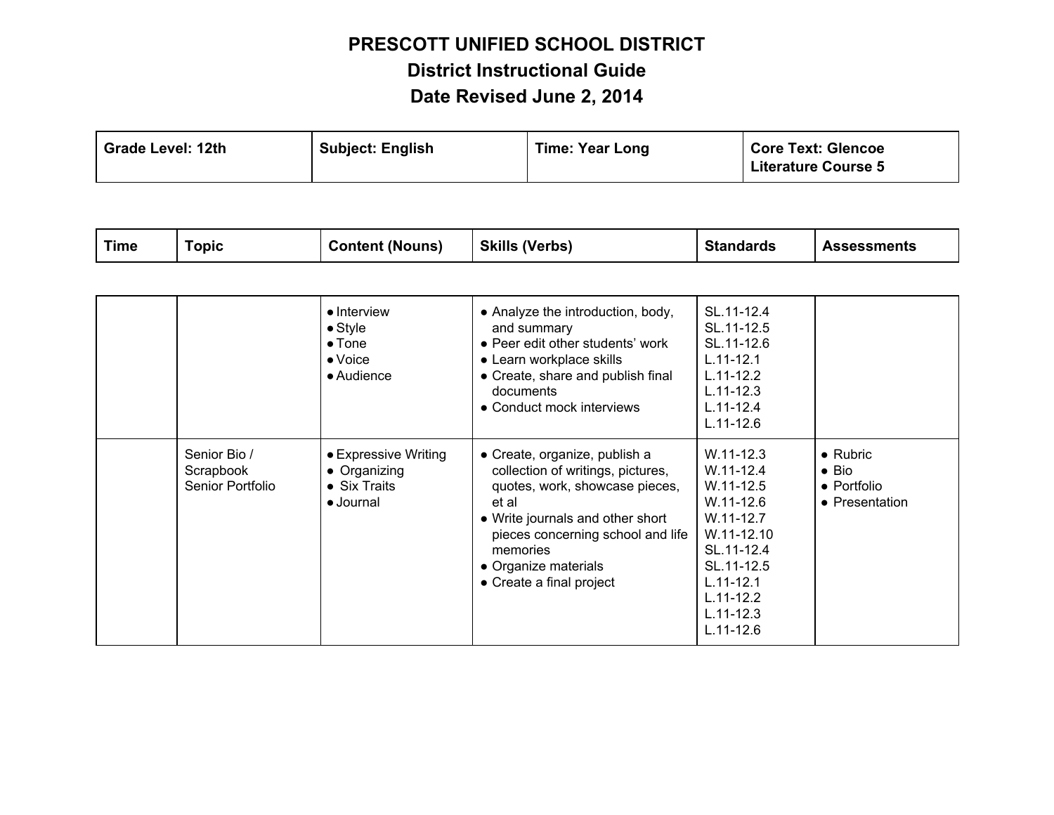# PRESCOTT UNIFIED SCHOOL DISTRICT
## District Instructional Guide
## Date Revised June 2, 2014

| Grade Level: 12th | Subject: English | Time: Year Long | Core Text: Glencoe Literature Course 5 |
|---|---|---|---|

| Time | Topic | Content (Nouns) | Skills (Verbs) | Standards | Assessments |
|---|---|---|---|---|---|
| | | • Interview<br>• Style<br>• Tone<br>• Voice<br>• Audience | • Analyze the introduction, body, and summary<br>• Peer edit other students' work<br>• Learn workplace skills<br>• Create, share and publish final documents<br>• Conduct mock interviews | SL.11-12.4<br>SL.11-12.5<br>SL.11-12.6<br>L.11-12.1<br>L.11-12.2<br>L.11-12.3<br>L.11-12.4<br>L.11-12.6 | |
| | Senior Bio / Scrapbook<br>Senior Portfolio | • Expressive Writing<br>• Organizing<br>• Six Traits<br>• Journal | • Create, organize, publish a collection of writings, pictures, quotes, work, showcase pieces, et al<br>• Write journals and other short pieces concerning school and life memories<br>• Organize materials<br>• Create a final project | W.11-12.3<br>W.11-12.4<br>W.11-12.5<br>W.11-12.6<br>W.11-12.7<br>W.11-12.10<br>SL.11-12.4<br>SL.11-12.5<br>L.11-12.1<br>L.11-12.2<br>L.11-12.3<br>L.11-12.6 | • Rubric<br>• Bio<br>• Portfolio<br>• Presentation |